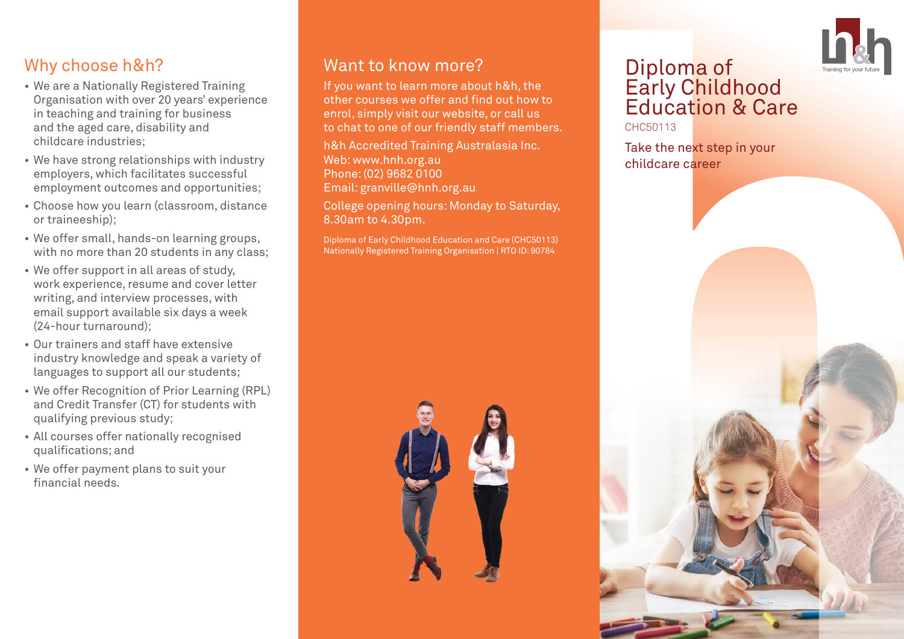## Why choose h&h?

- We are a Nationally Registered Training Organisation with over 20 years' experience in teaching and training for business and the aged care, disability and childcare industries;
- We have strong relationships with industry employers, which facilitates successful employment outcomes and opportunities;
- Choose how you learn (classroom, distance or traineeship);
- We offer small, hands-on learning groups, with no more than 20 students in any class;
- We offer support in all areas of study, work experience, resume and cover letter writing, and interview processes, with email support available six days a week (24-hour turnaround);
- Our trainers and staff have extensive industry knowledge and speak a variety of languages to support all our students;
- We offer Recognition of Prior Learning (RPL) and Credit Transfer (CT) for students with qualifying previous study;
- All courses offer nationally recognised qualifications; and
- We offer payment plans to suit your financial needs.

## Want to know more?

If you want to learn more about h&h, the other courses we offer and find out how to enrol, simply visit our website, or call us to chat to one of our friendly staff members.

h&h Accredited Training Australasia Inc.
Web: www.hnh.org.au
Phone: (02) 9682 0100
Email: granville@hnh.org.au

College opening hours: Monday to Saturday, 8.30am to 4.30pm.

Diploma of Early Childhood Education and Care (CHC50113)
Nationally Registered Training Organisation | RTO ID: 90784

h&h
Training for your future

# Diploma of Early Childhood Education & Care

CHC50113

Take the next step in your childcare career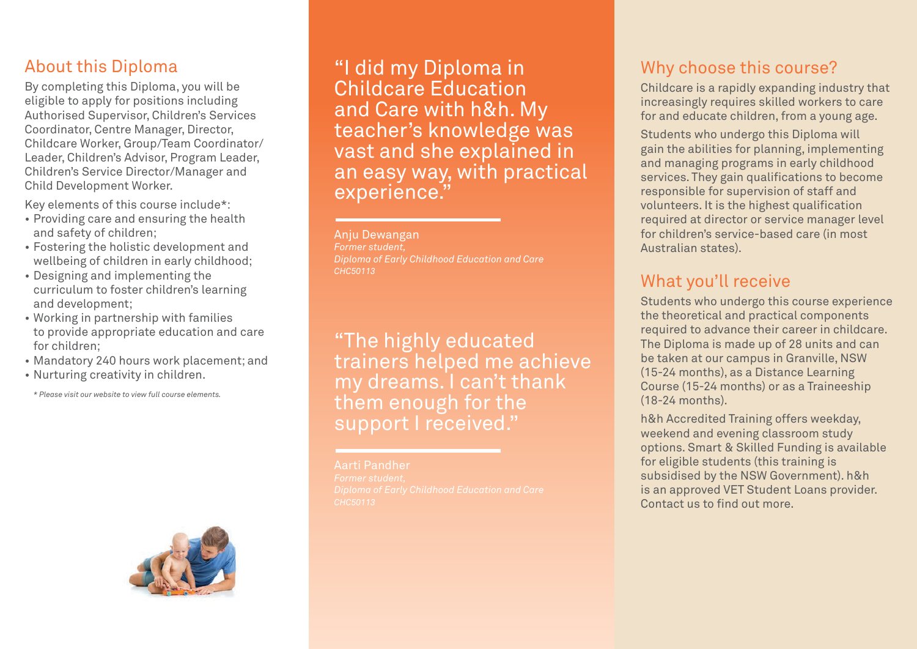## About this Diploma

By completing this Diploma, you will be eligible to apply for positions including Authorised Supervisor, Children's Services Coordinator, Centre Manager, Director, Childcare Worker, Group/Team Coordinator/Leader, Children's Advisor, Program Leader, Children's Service Director/Manager and Child Development Worker.

Key elements of this course include*:

- Providing care and ensuring the health and safety of children;
- Fostering the holistic development and wellbeing of children in early childhood;
- Designing and implementing the curriculum to foster children's learning and development;
- Working in partnership with families to provide appropriate education and care for children;
- Mandatory 240 hours work placement; and
- Nurturing creativity in children.

*\* Please visit our website to view full course elements.*

> "I did my Diploma in Childcare Education and Care with h&h. My teacher's knowledge was vast and she explained in an easy way, with practical experience."

Anju Dewangan
*Former student,*
*Diploma of Early Childhood Education and Care*
*CHC50113*

> "The highly educated trainers helped me achieve my dreams. I can't thank them enough for the support I received."

Aarti Pandher
*Former student,*
*Diploma of Early Childhood Education and Care*
*CHC50113*

## Why choose this course?

Childcare is a rapidly expanding industry that increasingly requires skilled workers to care for and educate children, from a young age.

Students who undergo this Diploma will gain the abilities for planning, implementing and managing programs in early childhood services. They gain qualifications to become responsible for supervision of staff and volunteers. It is the highest qualification required at director or service manager level for children's service-based care (in most Australian states).

## What you'll receive

Students who undergo this course experience the theoretical and practical components required to advance their career in childcare. The Diploma is made up of 28 units and can be taken at our campus in Granville, NSW (15-24 months), as a Distance Learning Course (15-24 months) or as a Traineeship (18-24 months).

h&h Accredited Training offers weekday, weekend and evening classroom study options. Smart & Skilled Funding is available for eligible students (this training is subsidised by the NSW Government). h&h is an approved VET Student Loans provider. Contact us to find out more.